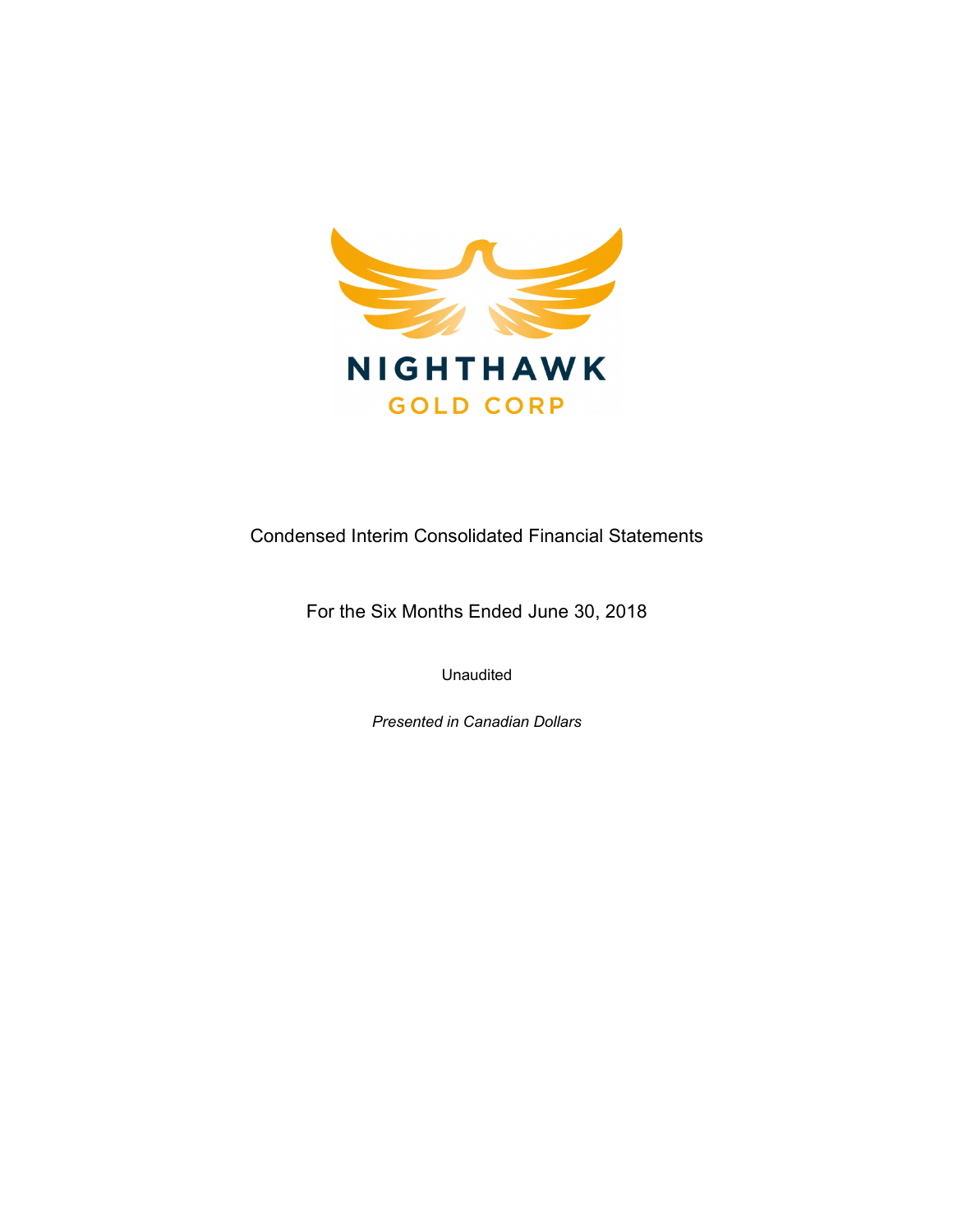NIGHTHAWK

GOLD CORP

# Condensed Interim Consolidated Financial Statements

## For the Six Months Ended June 30, 2018

Unaudited

*Presented in Canadian Dollars*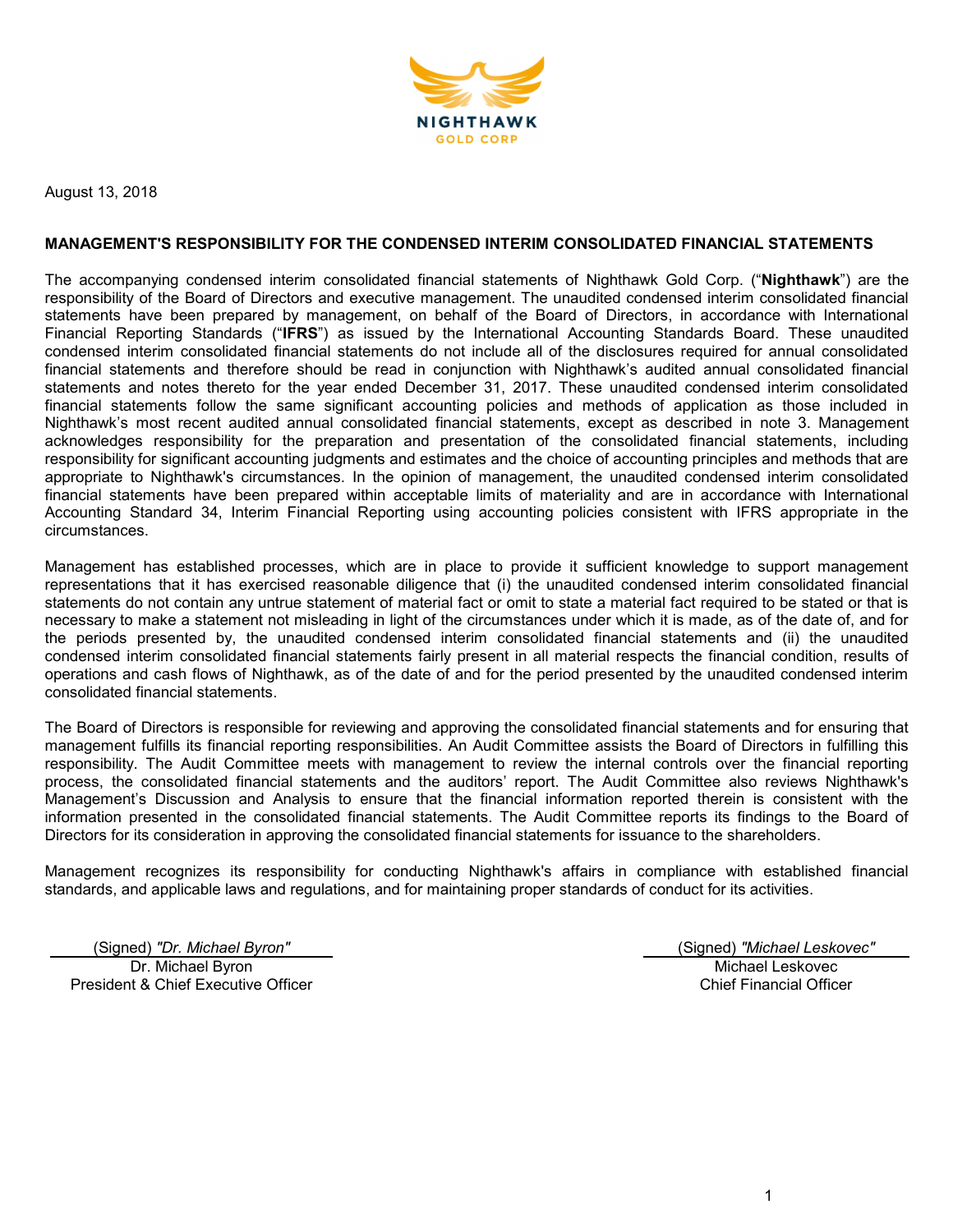NIGHTHAWK
GOLD CORP

August 13, 2018

## MANAGEMENT'S RESPONSIBILITY FOR THE CONDENSED INTERIM CONSOLIDATED FINANCIAL STATEMENTS

The accompanying condensed interim consolidated financial statements of Nighthawk Gold Corp. ("**Nighthawk**") are the responsibility of the Board of Directors and executive management. The unaudited condensed interim consolidated financial statements have been prepared by management, on behalf of the Board of Directors, in accordance with International Financial Reporting Standards ("**IFRS**") as issued by the International Accounting Standards Board. These unaudited condensed interim consolidated financial statements do not include all of the disclosures required for annual consolidated financial statements and therefore should be read in conjunction with Nighthawk's audited annual consolidated financial statements and notes thereto for the year ended December 31, 2017. These unaudited condensed interim consolidated financial statements follow the same significant accounting policies and methods of application as those included in Nighthawk's most recent audited annual consolidated financial statements, except as described in note 3. Management acknowledges responsibility for the preparation and presentation of the consolidated financial statements, including responsibility for significant accounting judgments and estimates and the choice of accounting principles and methods that are appropriate to Nighthawk's circumstances. In the opinion of management, the unaudited condensed interim consolidated financial statements have been prepared within acceptable limits of materiality and are in accordance with International Accounting Standard 34, Interim Financial Reporting using accounting policies consistent with IFRS appropriate in the circumstances.

Management has established processes, which are in place to provide it sufficient knowledge to support management representations that it has exercised reasonable diligence that (i) the unaudited condensed interim consolidated financial statements do not contain any untrue statement of material fact or omit to state a material fact required to be stated or that is necessary to make a statement not misleading in light of the circumstances under which it is made, as of the date of, and for the periods presented by, the unaudited condensed interim consolidated financial statements and (ii) the unaudited condensed interim consolidated financial statements fairly present in all material respects the financial condition, results of operations and cash flows of Nighthawk, as of the date of and for the period presented by the unaudited condensed interim consolidated financial statements.

The Board of Directors is responsible for reviewing and approving the consolidated financial statements and for ensuring that management fulfills its financial reporting responsibilities. An Audit Committee assists the Board of Directors in fulfilling this responsibility. The Audit Committee meets with management to review the internal controls over the financial reporting process, the consolidated financial statements and the auditors' report. The Audit Committee also reviews Nighthawk's Management's Discussion and Analysis to ensure that the financial information reported therein is consistent with the information presented in the consolidated financial statements. The Audit Committee reports its findings to the Board of Directors for its consideration in approving the consolidated financial statements for issuance to the shareholders.

Management recognizes its responsibility for conducting Nighthawk's affairs in compliance with established financial standards, and applicable laws and regulations, and for maintaining proper standards of conduct for its activities.

(Signed) *"Dr. Michael Byron"*
Dr. Michael Byron
President & Chief Executive Officer

(Signed) *"Michael Leskovec"*
Michael Leskovec
Chief Financial Officer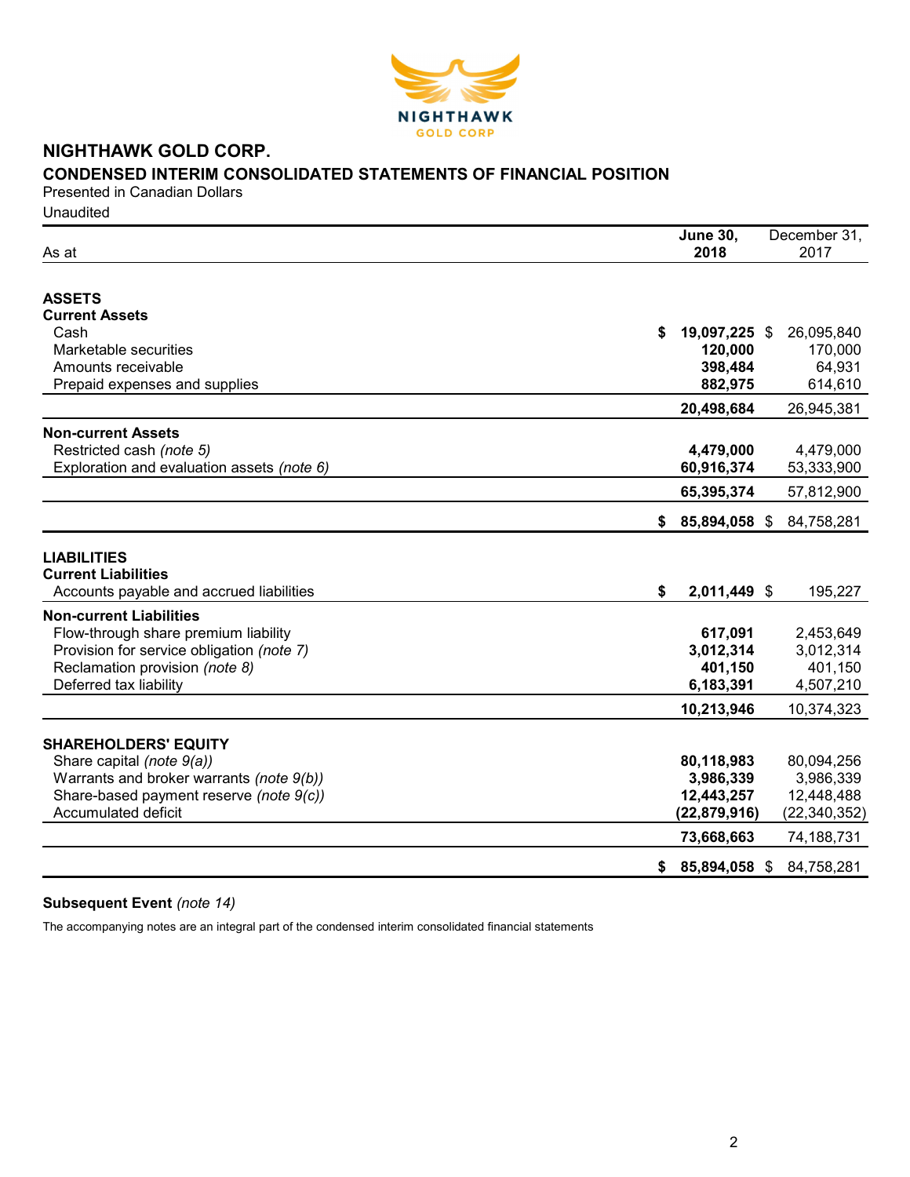# NIGHTHAWK GOLD CORP.

## CONDENSED INTERIM CONSOLIDATED STATEMENTS OF FINANCIAL POSITION

Presented in Canadian Dollars

Unaudited

| As at | June 30, 2018 | December 31, 2017 |
|---|---|---|
| **ASSETS** | | |
| **Current Assets** | | |
| Cash | **$ 19,097,225** | $ 26,095,840 |
| Marketable securities | **120,000** | 170,000 |
| Amounts receivable | **398,484** | 64,931 |
| Prepaid expenses and supplies | **882,975** | 614,610 |
| | **20,498,684** | 26,945,381 |
| **Non-current Assets** | | |
| Restricted cash *(note 5)* | **4,479,000** | 4,479,000 |
| Exploration and evaluation assets *(note 6)* | **60,916,374** | 53,333,900 |
| | **65,395,374** | 57,812,900 |
| | **$ 85,894,058** | $ 84,758,281 |
| **LIABILITIES** | | |
| **Current Liabilities** | | |
| Accounts payable and accrued liabilities | **$ 2,011,449** | $ 195,227 |
| **Non-current Liabilities** | | |
| Flow-through share premium liability | **617,091** | 2,453,649 |
| Provision for service obligation *(note 7)* | **3,012,314** | 3,012,314 |
| Reclamation provision *(note 8)* | **401,150** | 401,150 |
| Deferred tax liability | **6,183,391** | 4,507,210 |
| | **10,213,946** | 10,374,323 |
| **SHAREHOLDERS' EQUITY** | | |
| Share capital *(note 9(a))* | **80,118,983** | 80,094,256 |
| Warrants and broker warrants *(note 9(b))* | **3,986,339** | 3,986,339 |
| Share-based payment reserve *(note 9(c))* | **12,443,257** | 12,448,488 |
| Accumulated deficit | **(22,879,916)** | (22,340,352) |
| | **73,668,663** | 74,188,731 |
| | **$ 85,894,058** | $ 84,758,281 |

**Subsequent Event** *(note 14)*

The accompanying notes are an integral part of the condensed interim consolidated financial statements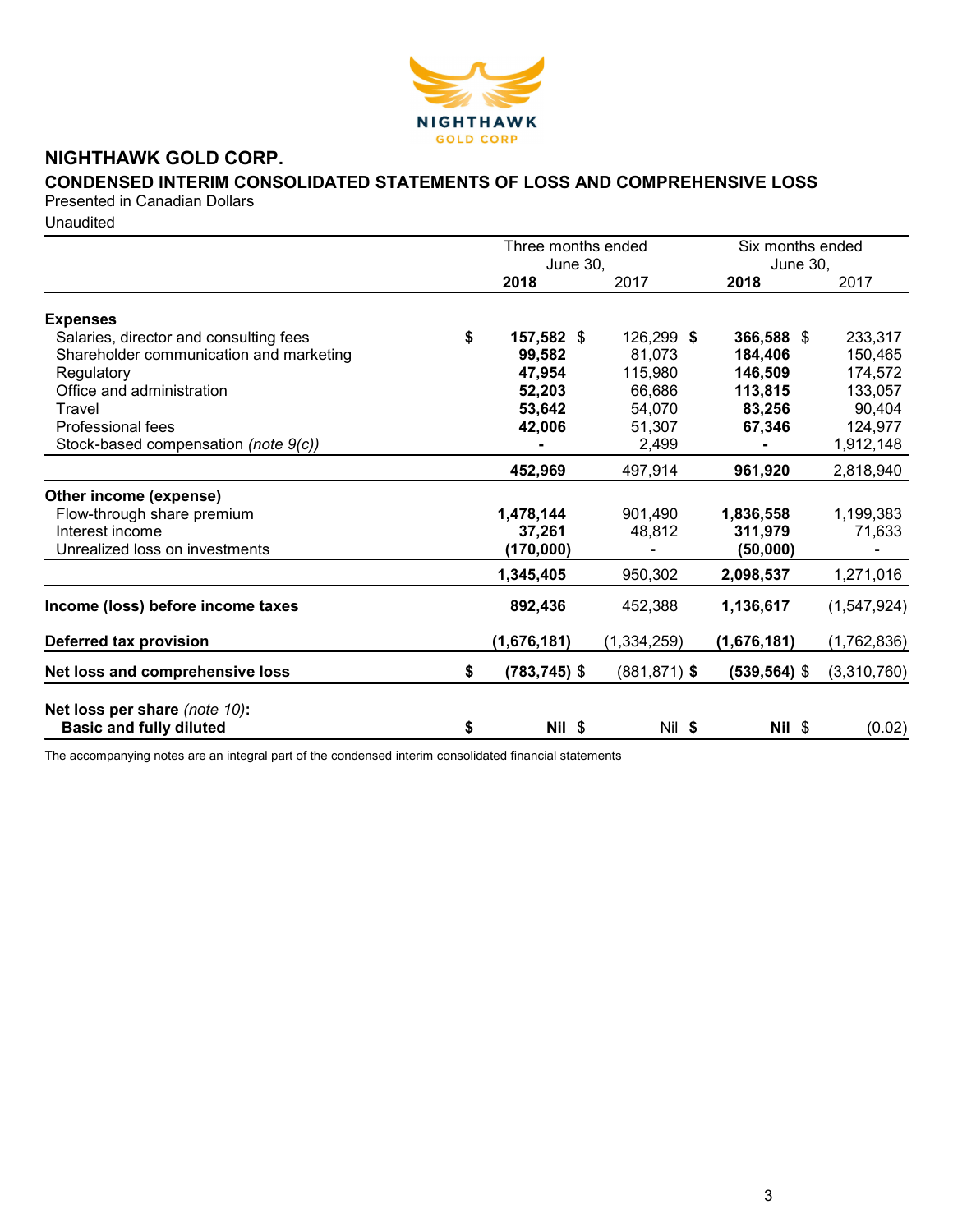# NIGHTHAWK GOLD CORP.

## CONDENSED INTERIM CONSOLIDATED STATEMENTS OF LOSS AND COMPREHENSIVE LOSS

Presented in Canadian Dollars

Unaudited

| | Three months ended June 30, | | Six months ended June 30, | |
|---|---|---|---|---|
| | **2018** | 2017 | **2018** | 2017 |
| **Expenses** | | | | |
| Salaries, director and consulting fees | $ **157,582** | $ 126,299 | $ **366,588** | $ 233,317 |
| Shareholder communication and marketing | **99,582** | 81,073 | **184,406** | 150,465 |
| Regulatory | **47,954** | 115,980 | **146,509** | 174,572 |
| Office and administration | **52,203** | 66,686 | **113,815** | 133,057 |
| Travel | **53,642** | 54,070 | **83,256** | 90,404 |
| Professional fees | **42,006** | 51,307 | **67,346** | 124,977 |
| Stock-based compensation *(note 9(c))* | **-** | 2,499 | **-** | 1,912,148 |
| | **452,969** | 497,914 | **961,920** | 2,818,940 |
| **Other income (expense)** | | | | |
| Flow-through share premium | **1,478,144** | 901,490 | **1,836,558** | 1,199,383 |
| Interest income | **37,261** | 48,812 | **311,979** | 71,633 |
| Unrealized loss on investments | **(170,000)** | - | **(50,000)** | - |
| | **1,345,405** | 950,302 | **2,098,537** | 1,271,016 |
| **Income (loss) before income taxes** | **892,436** | 452,388 | **1,136,617** | (1,547,924) |
| **Deferred tax provision** | **(1,676,181)** | (1,334,259) | **(1,676,181)** | (1,762,836) |
| **Net loss and comprehensive loss** | $ **(783,745)** | $ (881,871) | $ **(539,564)** | $ (3,310,760) |
| **Net loss per share** *(note 10)*: **Basic and fully diluted** | $ **Nil** | $ Nil | $ **Nil** | $ (0.02) |

The accompanying notes are an integral part of the condensed interim consolidated financial statements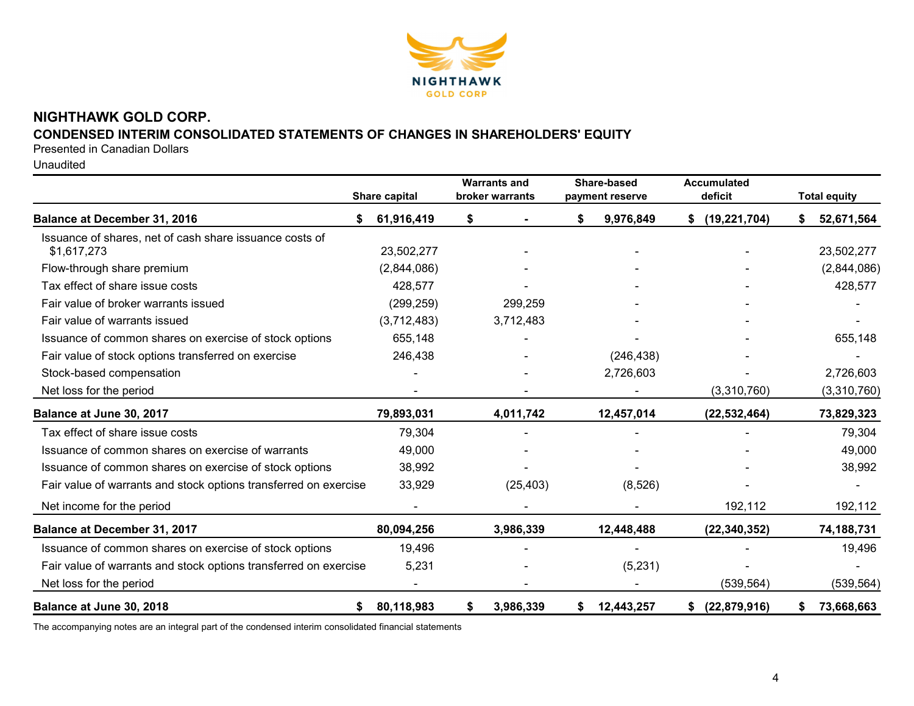# NIGHTHAWK GOLD CORP.

## CONDENSED INTERIM CONSOLIDATED STATEMENTS OF CHANGES IN SHAREHOLDERS' EQUITY

Presented in Canadian Dollars

Unaudited

| | Share capital | Warrants and broker warrants | Share-based payment reserve | Accumulated deficit | Total equity |
|---|---|---|---|---|---|
| **Balance at December 31, 2016** | **$ 61,916,419** | **$ -** | **$ 9,976,849** | **$ (19,221,704)** | **$ 52,671,564** |
| Issuance of shares, net of cash share issuance costs of $1,617,273 | 23,502,277 | - | - | - | 23,502,277 |
| Flow-through share premium | (2,844,086) | - | - | - | (2,844,086) |
| Tax effect of share issue costs | 428,577 | - | - | - | 428,577 |
| Fair value of broker warrants issued | (299,259) | 299,259 | - | - | - |
| Fair value of warrants issued | (3,712,483) | 3,712,483 | - | - | - |
| Issuance of common shares on exercise of stock options | 655,148 | - | - | - | 655,148 |
| Fair value of stock options transferred on exercise | 246,438 | - | (246,438) | - | - |
| Stock-based compensation | - | - | 2,726,603 | - | 2,726,603 |
| Net loss for the period | - | - | - | (3,310,760) | (3,310,760) |
| **Balance at June 30, 2017** | **79,893,031** | **4,011,742** | **12,457,014** | **(22,532,464)** | **73,829,323** |
| Tax effect of share issue costs | 79,304 | - | - | - | 79,304 |
| Issuance of common shares on exercise of warrants | 49,000 | - | - | - | 49,000 |
| Issuance of common shares on exercise of stock options | 38,992 | - | - | - | 38,992 |
| Fair value of warrants and stock options transferred on exercise | 33,929 | (25,403) | (8,526) | - | - |
| Net income for the period | - | - | - | 192,112 | 192,112 |
| **Balance at December 31, 2017** | **80,094,256** | **3,986,339** | **12,448,488** | **(22,340,352)** | **74,188,731** |
| Issuance of common shares on exercise of stock options | 19,496 | - | - | - | 19,496 |
| Fair value of warrants and stock options transferred on exercise | 5,231 | - | (5,231) | - | - |
| Net loss for the period | - | - | - | (539,564) | (539,564) |
| **Balance at June 30, 2018** | **$ 80,118,983** | **$ 3,986,339** | **$ 12,443,257** | **$ (22,879,916)** | **$ 73,668,663** |

The accompanying notes are an integral part of the condensed interim consolidated financial statements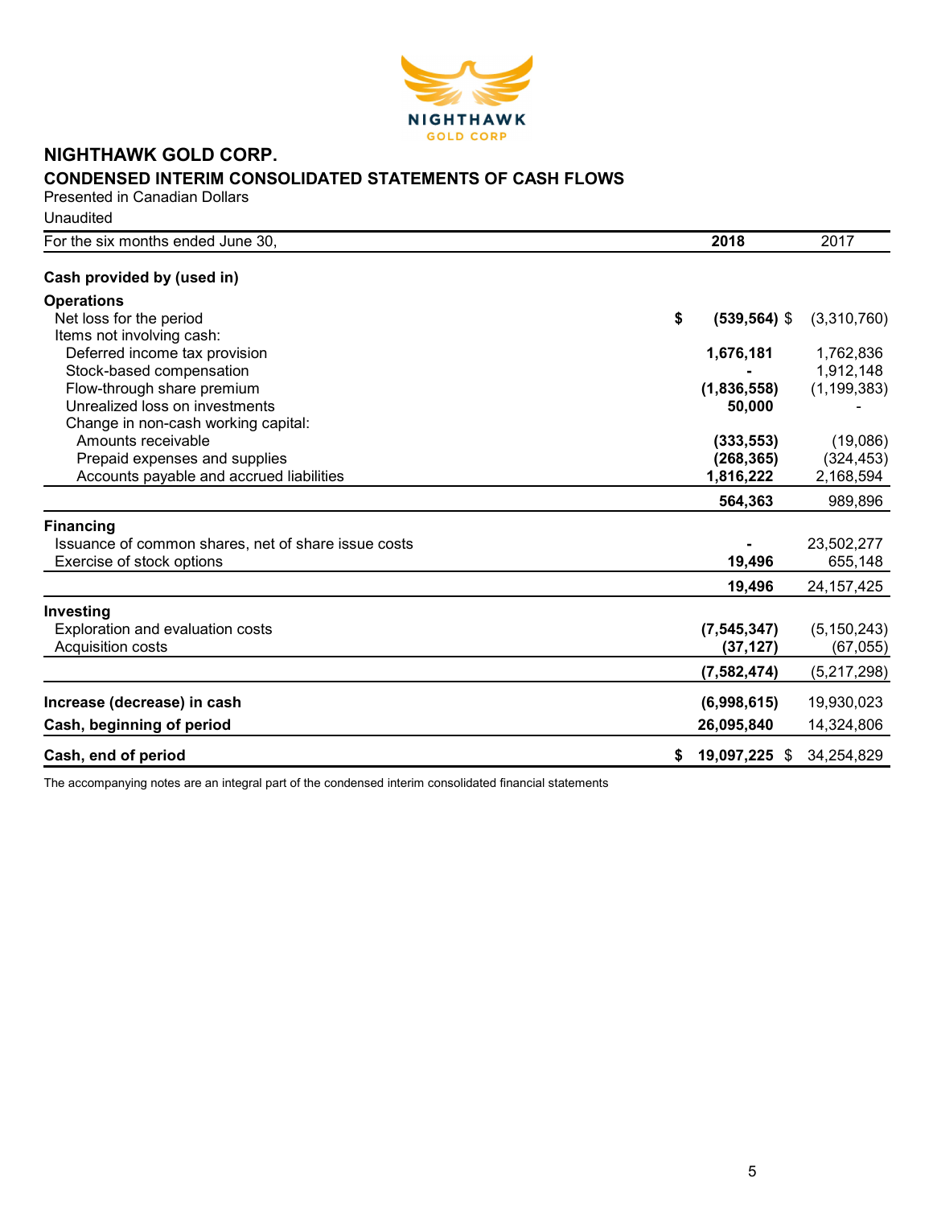# NIGHTHAWK GOLD CORP.

## CONDENSED INTERIM CONSOLIDATED STATEMENTS OF CASH FLOWS

Presented in Canadian Dollars

Unaudited

| For the six months ended June 30, | 2018 | 2017 |
|---|---|---|
| **Cash provided by (used in)** | | |
| **Operations** | | |
| Net loss for the period | $ **(539,564)** | $ (3,310,760) |
| Items not involving cash: | | |
| Deferred income tax provision | **1,676,181** | 1,762,836 |
| Stock-based compensation | **-** | 1,912,148 |
| Flow-through share premium | **(1,836,558)** | (1,199,383) |
| Unrealized loss on investments | **50,000** | - |
| Change in non-cash working capital: | | |
| Amounts receivable | **(333,553)** | (19,086) |
| Prepaid expenses and supplies | **(268,365)** | (324,453) |
| Accounts payable and accrued liabilities | **1,816,222** | 2,168,594 |
| | **564,363** | 989,896 |
| **Financing** | | |
| Issuance of common shares, net of share issue costs | **-** | 23,502,277 |
| Exercise of stock options | **19,496** | 655,148 |
| | **19,496** | 24,157,425 |
| **Investing** | | |
| Exploration and evaluation costs | **(7,545,347)** | (5,150,243) |
| Acquisition costs | **(37,127)** | (67,055) |
| | **(7,582,474)** | (5,217,298) |
| **Increase (decrease) in cash** | **(6,998,615)** | 19,930,023 |
| **Cash, beginning of period** | **26,095,840** | 14,324,806 |
| **Cash, end of period** | $ **19,097,225** | $ 34,254,829 |

The accompanying notes are an integral part of the condensed interim consolidated financial statements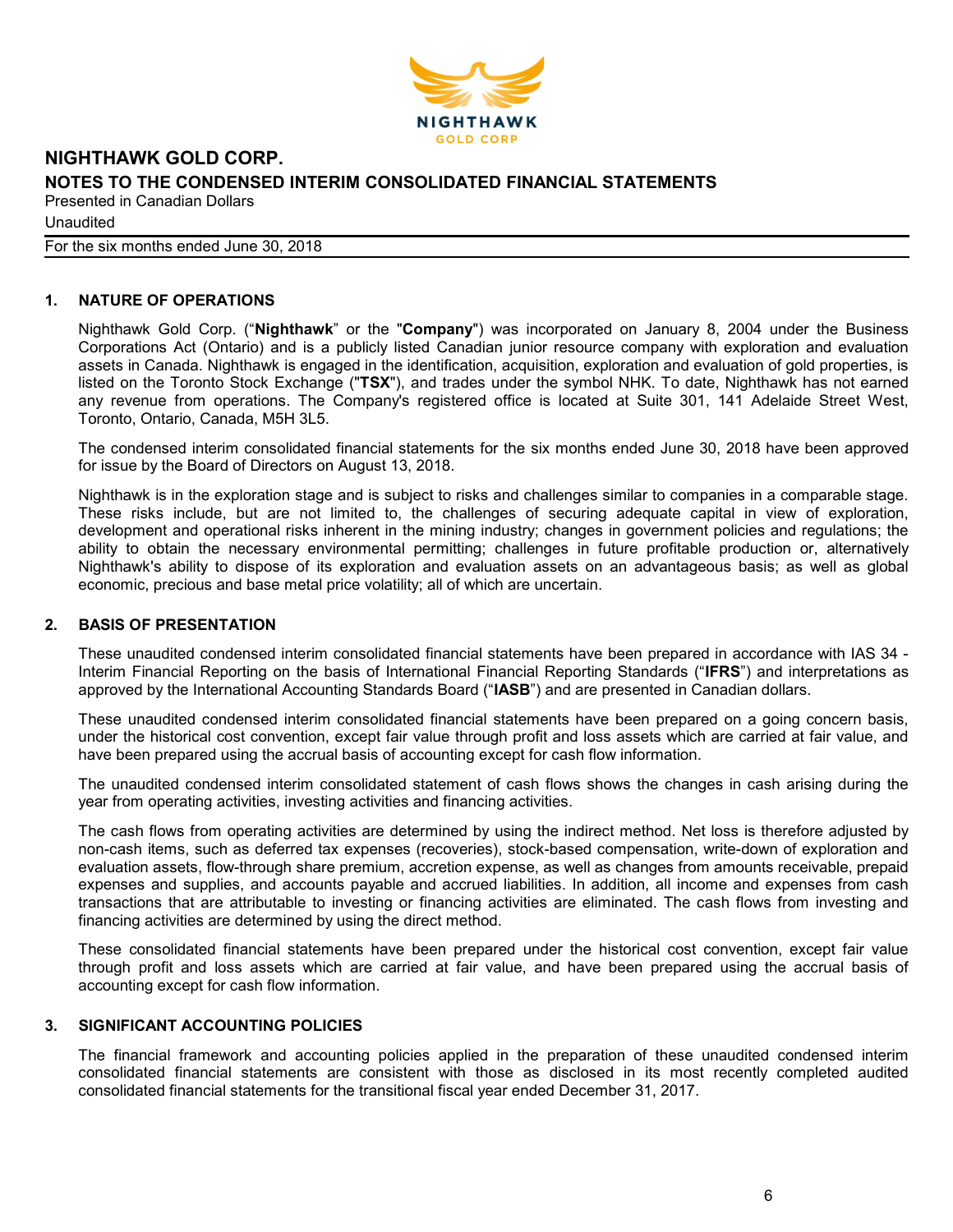## 1. NATURE OF OPERATIONS

Nighthawk Gold Corp. ("**Nighthawk**" or the "**Company**") was incorporated on January 8, 2004 under the Business Corporations Act (Ontario) and is a publicly listed Canadian junior resource company with exploration and evaluation assets in Canada. Nighthawk is engaged in the identification, acquisition, exploration and evaluation of gold properties, is listed on the Toronto Stock Exchange ("**TSX**"), and trades under the symbol NHK. To date, Nighthawk has not earned any revenue from operations. The Company's registered office is located at Suite 301, 141 Adelaide Street West, Toronto, Ontario, Canada, M5H 3L5.

The condensed interim consolidated financial statements for the six months ended June 30, 2018 have been approved for issue by the Board of Directors on August 13, 2018.

Nighthawk is in the exploration stage and is subject to risks and challenges similar to companies in a comparable stage. These risks include, but are not limited to, the challenges of securing adequate capital in view of exploration, development and operational risks inherent in the mining industry; changes in government policies and regulations; the ability to obtain the necessary environmental permitting; challenges in future profitable production or, alternatively Nighthawk's ability to dispose of its exploration and evaluation assets on an advantageous basis; as well as global economic, precious and base metal price volatility; all of which are uncertain.

## 2. BASIS OF PRESENTATION

These unaudited condensed interim consolidated financial statements have been prepared in accordance with IAS 34 - Interim Financial Reporting on the basis of International Financial Reporting Standards ("**IFRS**") and interpretations as approved by the International Accounting Standards Board ("**IASB**") and are presented in Canadian dollars.

These unaudited condensed interim consolidated financial statements have been prepared on a going concern basis, under the historical cost convention, except fair value through profit and loss assets which are carried at fair value, and have been prepared using the accrual basis of accounting except for cash flow information.

The unaudited condensed interim consolidated statement of cash flows shows the changes in cash arising during the year from operating activities, investing activities and financing activities.

The cash flows from operating activities are determined by using the indirect method. Net loss is therefore adjusted by non-cash items, such as deferred tax expenses (recoveries), stock-based compensation, write-down of exploration and evaluation assets, flow-through share premium, accretion expense, as well as changes from amounts receivable, prepaid expenses and supplies, and accounts payable and accrued liabilities. In addition, all income and expenses from cash transactions that are attributable to investing or financing activities are eliminated. The cash flows from investing and financing activities are determined by using the direct method.

These consolidated financial statements have been prepared under the historical cost convention, except fair value through profit and loss assets which are carried at fair value, and have been prepared using the accrual basis of accounting except for cash flow information.

## 3. SIGNIFICANT ACCOUNTING POLICIES

The financial framework and accounting policies applied in the preparation of these unaudited condensed interim consolidated financial statements are consistent with those as disclosed in its most recently completed audited consolidated financial statements for the transitional fiscal year ended December 31, 2017.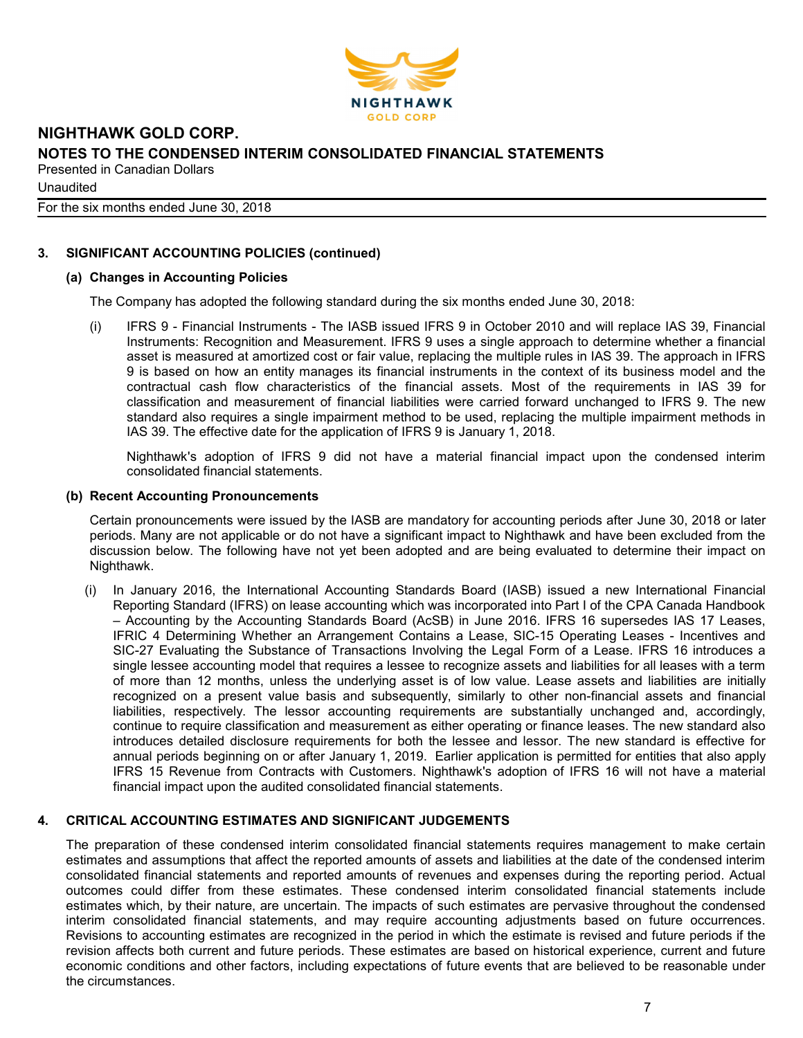# NIGHTHAWK GOLD CORP.

## NOTES TO THE CONDENSED INTERIM CONSOLIDATED FINANCIAL STATEMENTS

Presented in Canadian Dollars

Unaudited

For the six months ended June 30, 2018

### 3. SIGNIFICANT ACCOUNTING POLICIES (continued)

#### (a) Changes in Accounting Policies

The Company has adopted the following standard during the six months ended June 30, 2018:

(i) IFRS 9 - Financial Instruments - The IASB issued IFRS 9 in October 2010 and will replace IAS 39, Financial Instruments: Recognition and Measurement. IFRS 9 uses a single approach to determine whether a financial asset is measured at amortized cost or fair value, replacing the multiple rules in IAS 39. The approach in IFRS 9 is based on how an entity manages its financial instruments in the context of its business model and the contractual cash flow characteristics of the financial assets. Most of the requirements in IAS 39 for classification and measurement of financial liabilities were carried forward unchanged to IFRS 9. The new standard also requires a single impairment method to be used, replacing the multiple impairment methods in IAS 39. The effective date for the application of IFRS 9 is January 1, 2018.

Nighthawk's adoption of IFRS 9 did not have a material financial impact upon the condensed interim consolidated financial statements.

#### (b) Recent Accounting Pronouncements

Certain pronouncements were issued by the IASB are mandatory for accounting periods after June 30, 2018 or later periods. Many are not applicable or do not have a significant impact to Nighthawk and have been excluded from the discussion below. The following have not yet been adopted and are being evaluated to determine their impact on Nighthawk.

(i) In January 2016, the International Accounting Standards Board (IASB) issued a new International Financial Reporting Standard (IFRS) on lease accounting which was incorporated into Part I of the CPA Canada Handbook – Accounting by the Accounting Standards Board (AcSB) in June 2016. IFRS 16 supersedes IAS 17 Leases, IFRIC 4 Determining Whether an Arrangement Contains a Lease, SIC-15 Operating Leases - Incentives and SIC-27 Evaluating the Substance of Transactions Involving the Legal Form of a Lease. IFRS 16 introduces a single lessee accounting model that requires a lessee to recognize assets and liabilities for all leases with a term of more than 12 months, unless the underlying asset is of low value. Lease assets and liabilities are initially recognized on a present value basis and subsequently, similarly to other non-financial assets and financial liabilities, respectively. The lessor accounting requirements are substantially unchanged and, accordingly, continue to require classification and measurement as either operating or finance leases. The new standard also introduces detailed disclosure requirements for both the lessee and lessor. The new standard is effective for annual periods beginning on or after January 1, 2019. Earlier application is permitted for entities that also apply IFRS 15 Revenue from Contracts with Customers. Nighthawk's adoption of IFRS 16 will not have a material financial impact upon the audited consolidated financial statements.

### 4. CRITICAL ACCOUNTING ESTIMATES AND SIGNIFICANT JUDGEMENTS

The preparation of these condensed interim consolidated financial statements requires management to make certain estimates and assumptions that affect the reported amounts of assets and liabilities at the date of the condensed interim consolidated financial statements and reported amounts of revenues and expenses during the reporting period. Actual outcomes could differ from these estimates. These condensed interim consolidated financial statements include estimates which, by their nature, are uncertain. The impacts of such estimates are pervasive throughout the condensed interim consolidated financial statements, and may require accounting adjustments based on future occurrences. Revisions to accounting estimates are recognized in the period in which the estimate is revised and future periods if the revision affects both current and future periods. These estimates are based on historical experience, current and future economic conditions and other factors, including expectations of future events that are believed to be reasonable under the circumstances.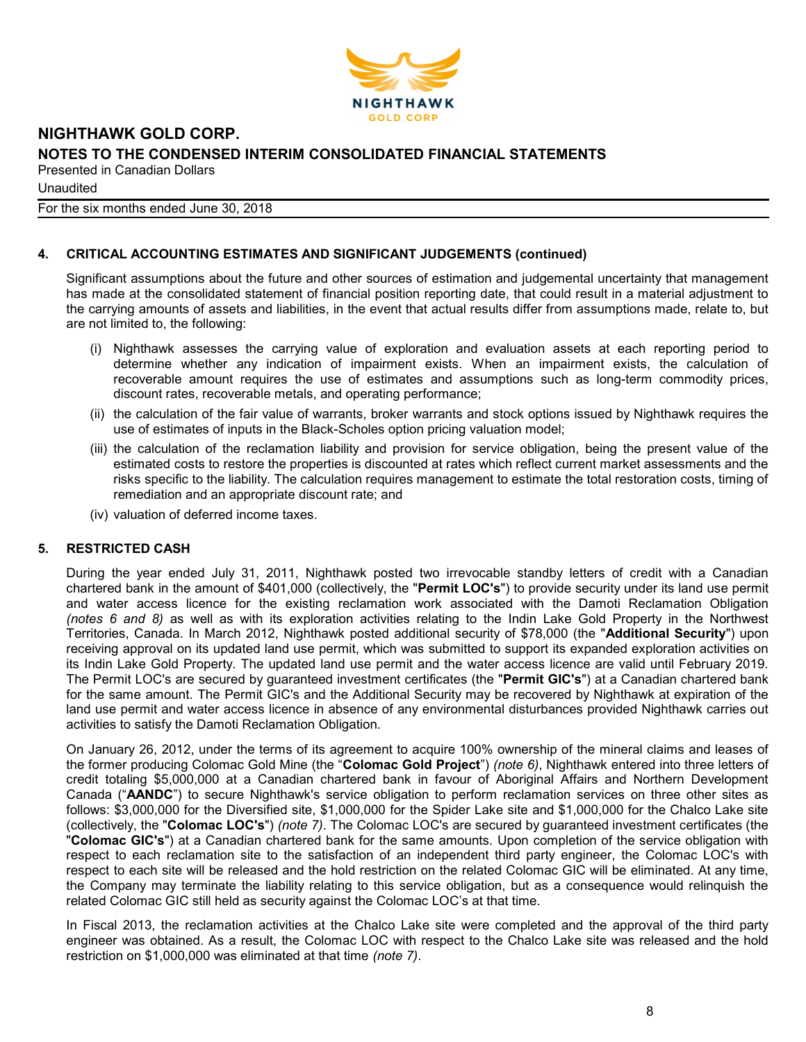## 4. CRITICAL ACCOUNTING ESTIMATES AND SIGNIFICANT JUDGEMENTS (continued)

Significant assumptions about the future and other sources of estimation and judgemental uncertainty that management has made at the consolidated statement of financial position reporting date, that could result in a material adjustment to the carrying amounts of assets and liabilities, in the event that actual results differ from assumptions made, relate to, but are not limited to, the following:

(i) Nighthawk assesses the carrying value of exploration and evaluation assets at each reporting period to determine whether any indication of impairment exists. When an impairment exists, the calculation of recoverable amount requires the use of estimates and assumptions such as long-term commodity prices, discount rates, recoverable metals, and operating performance;

(ii) the calculation of the fair value of warrants, broker warrants and stock options issued by Nighthawk requires the use of estimates of inputs in the Black-Scholes option pricing valuation model;

(iii) the calculation of the reclamation liability and provision for service obligation, being the present value of the estimated costs to restore the properties is discounted at rates which reflect current market assessments and the risks specific to the liability. The calculation requires management to estimate the total restoration costs, timing of remediation and an appropriate discount rate; and

(iv) valuation of deferred income taxes.

## 5. RESTRICTED CASH

During the year ended July 31, 2011, Nighthawk posted two irrevocable standby letters of credit with a Canadian chartered bank in the amount of $401,000 (collectively, the "**Permit LOC's**") to provide security under its land use permit and water access licence for the existing reclamation work associated with the Damoti Reclamation Obligation *(notes 6 and 8)* as well as with its exploration activities relating to the Indin Lake Gold Property in the Northwest Territories, Canada. In March 2012, Nighthawk posted additional security of $78,000 (the "**Additional Security**") upon receiving approval on its updated land use permit, which was submitted to support its expanded exploration activities on its Indin Lake Gold Property. The updated land use permit and the water access licence are valid until February 2019. The Permit LOC's are secured by guaranteed investment certificates (the "**Permit GIC's**") at a Canadian chartered bank for the same amount. The Permit GIC's and the Additional Security may be recovered by Nighthawk at expiration of the land use permit and water access licence in absence of any environmental disturbances provided Nighthawk carries out activities to satisfy the Damoti Reclamation Obligation.

On January 26, 2012, under the terms of its agreement to acquire 100% ownership of the mineral claims and leases of the former producing Colomac Gold Mine (the "**Colomac Gold Project**") *(note 6)*, Nighthawk entered into three letters of credit totaling $5,000,000 at a Canadian chartered bank in favour of Aboriginal Affairs and Northern Development Canada ("**AANDC**") to secure Nighthawk's service obligation to perform reclamation services on three other sites as follows: $3,000,000 for the Diversified site, $1,000,000 for the Spider Lake site and $1,000,000 for the Chalco Lake site (collectively, the "**Colomac LOC's**") *(note 7)*. The Colomac LOC's are secured by guaranteed investment certificates (the "**Colomac GIC's**") at a Canadian chartered bank for the same amounts. Upon completion of the service obligation with respect to each reclamation site to the satisfaction of an independent third party engineer, the Colomac LOC's with respect to each site will be released and the hold restriction on the related Colomac GIC will be eliminated. At any time, the Company may terminate the liability relating to this service obligation, but as a consequence would relinquish the related Colomac GIC still held as security against the Colomac LOC's at that time.

In Fiscal 2013, the reclamation activities at the Chalco Lake site were completed and the approval of the third party engineer was obtained. As a result, the Colomac LOC with respect to the Chalco Lake site was released and the hold restriction on $1,000,000 was eliminated at that time *(note 7)*.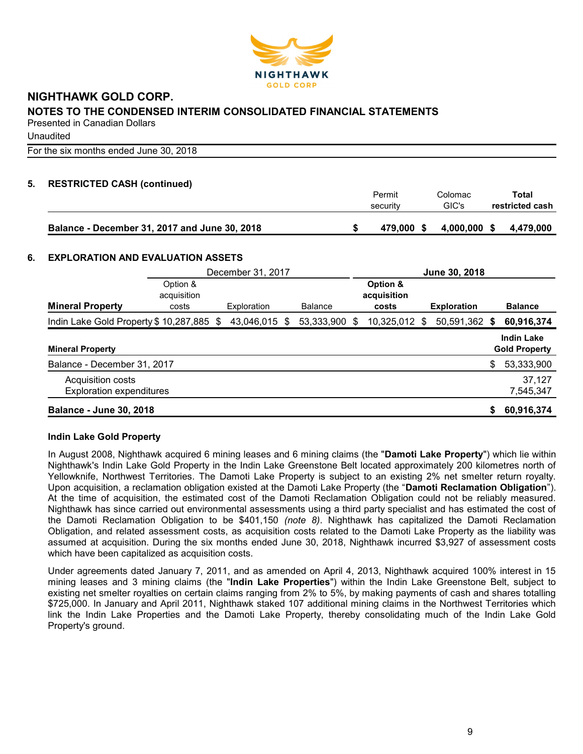# NIGHTHAWK GOLD CORP.

## NOTES TO THE CONDENSED INTERIM CONSOLIDATED FINANCIAL STATEMENTS

Presented in Canadian Dollars

Unaudited

For the six months ended June 30, 2018

### 5. RESTRICTED CASH (continued)

| | Permit security | Colomac GIC's | Total restricted cash |
|---|---|---|---|
| **Balance - December 31, 2017 and June 30, 2018** | $ 479,000 | $ 4,000,000 | $ 4,479,000 |

### 6. EXPLORATION AND EVALUATION ASSETS

| | December 31, 2017 | | | **June 30, 2018** | | |
|---|---|---|---|---|---|---|
| **Mineral Property** | Option & acquisition costs | Exploration | Balance | **Option & acquisition costs** | **Exploration** | **Balance** |
| Indin Lake Gold Property | $ 10,287,885 | $ 43,046,015 | $ 53,333,900 | $ 10,325,012 | $ 50,591,362 | **$ 60,916,374** |

| **Mineral Property** | **Indin Lake Gold Property** |
|---|---|
| Balance - December 31, 2017 | $ 53,333,900 |
| Acquisition costs | 37,127 |
| Exploration expenditures | 7,545,347 |
| **Balance - June 30, 2018** | **$ 60,916,374** |

#### Indin Lake Gold Property

In August 2008, Nighthawk acquired 6 mining leases and 6 mining claims (the "**Damoti Lake Property**") which lie within Nighthawk's Indin Lake Gold Property in the Indin Lake Greenstone Belt located approximately 200 kilometres north of Yellowknife, Northwest Territories. The Damoti Lake Property is subject to an existing 2% net smelter return royalty. Upon acquisition, a reclamation obligation existed at the Damoti Lake Property (the "**Damoti Reclamation Obligation**"). At the time of acquisition, the estimated cost of the Damoti Reclamation Obligation could not be reliably measured. Nighthawk has since carried out environmental assessments using a third party specialist and has estimated the cost of the Damoti Reclamation Obligation to be $401,150 *(note 8)*. Nighthawk has capitalized the Damoti Reclamation Obligation, and related assessment costs, as acquisition costs related to the Damoti Lake Property as the liability was assumed at acquisition. During the six months ended June 30, 2018, Nighthawk incurred $3,927 of assessment costs which have been capitalized as acquisition costs.

Under agreements dated January 7, 2011, and as amended on April 4, 2013, Nighthawk acquired 100% interest in 15 mining leases and 3 mining claims (the "**Indin Lake Properties**") within the Indin Lake Greenstone Belt, subject to existing net smelter royalties on certain claims ranging from 2% to 5%, by making payments of cash and shares totalling $725,000. In January and April 2011, Nighthawk staked 107 additional mining claims in the Northwest Territories which link the Indin Lake Properties and the Damoti Lake Property, thereby consolidating much of the Indin Lake Gold Property's ground.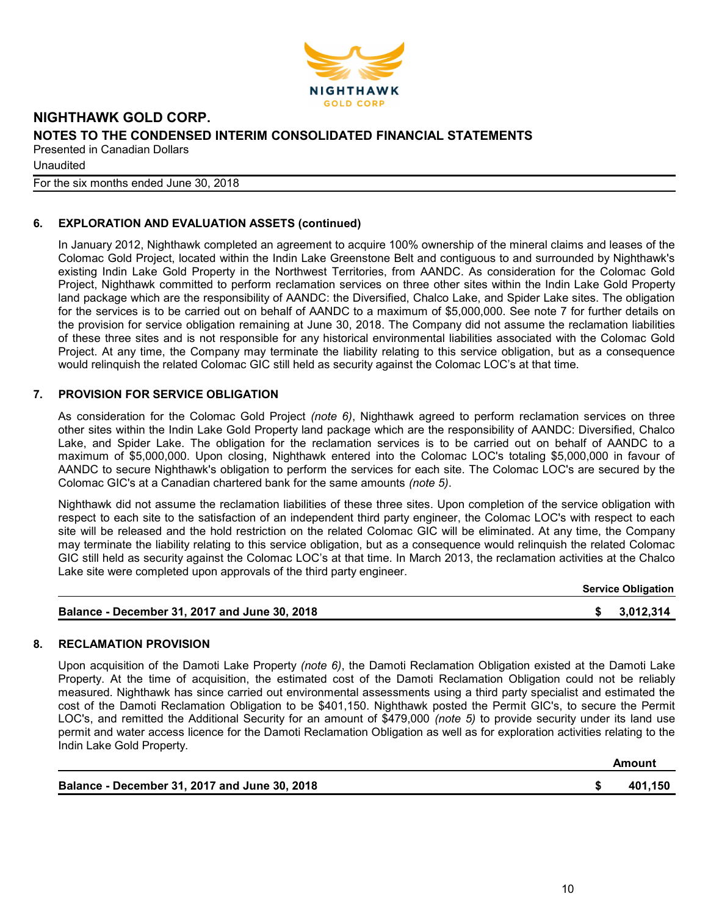## 6. EXPLORATION AND EVALUATION ASSETS (continued)

In January 2012, Nighthawk completed an agreement to acquire 100% ownership of the mineral claims and leases of the Colomac Gold Project, located within the Indin Lake Greenstone Belt and contiguous to and surrounded by Nighthawk's existing Indin Lake Gold Property in the Northwest Territories, from AANDC. As consideration for the Colomac Gold Project, Nighthawk committed to perform reclamation services on three other sites within the Indin Lake Gold Property land package which are the responsibility of AANDC: the Diversified, Chalco Lake, and Spider Lake sites. The obligation for the services is to be carried out on behalf of AANDC to a maximum of $5,000,000. See note 7 for further details on the provision for service obligation remaining at June 30, 2018. The Company did not assume the reclamation liabilities of these three sites and is not responsible for any historical environmental liabilities associated with the Colomac Gold Project. At any time, the Company may terminate the liability relating to this service obligation, but as a consequence would relinquish the related Colomac GIC still held as security against the Colomac LOC's at that time.

## 7. PROVISION FOR SERVICE OBLIGATION

As consideration for the Colomac Gold Project *(note 6)*, Nighthawk agreed to perform reclamation services on three other sites within the Indin Lake Gold Property land package which are the responsibility of AANDC: Diversified, Chalco Lake, and Spider Lake. The obligation for the reclamation services is to be carried out on behalf of AANDC to a maximum of $5,000,000. Upon closing, Nighthawk entered into the Colomac LOC's totaling $5,000,000 in favour of AANDC to secure Nighthawk's obligation to perform the services for each site. The Colomac LOC's are secured by the Colomac GIC's at a Canadian chartered bank for the same amounts *(note 5)*.

Nighthawk did not assume the reclamation liabilities of these three sites. Upon completion of the service obligation with respect to each site to the satisfaction of an independent third party engineer, the Colomac LOC's with respect to each site will be released and the hold restriction on the related Colomac GIC will be eliminated. At any time, the Company may terminate the liability relating to this service obligation, but as a consequence would relinquish the related Colomac GIC still held as security against the Colomac LOC's at that time. In March 2013, the reclamation activities at the Chalco Lake site were completed upon approvals of the third party engineer.

| | Service Obligation |
|---|---|
| **Balance - December 31, 2017 and June 30, 2018** | **$ 3,012,314** |

## 8. RECLAMATION PROVISION

Upon acquisition of the Damoti Lake Property *(note 6)*, the Damoti Reclamation Obligation existed at the Damoti Lake Property. At the time of acquisition, the estimated cost of the Damoti Reclamation Obligation could not be reliably measured. Nighthawk has since carried out environmental assessments using a third party specialist and estimated the cost of the Damoti Reclamation Obligation to be $401,150. Nighthawk posted the Permit GIC's, to secure the Permit LOC's, and remitted the Additional Security for an amount of $479,000 *(note 5)* to provide security under its land use permit and water access licence for the Damoti Reclamation Obligation as well as for exploration activities relating to the Indin Lake Gold Property.

| | Amount |
|---|---|
| **Balance - December 31, 2017 and June 30, 2018** | **$ 401,150** |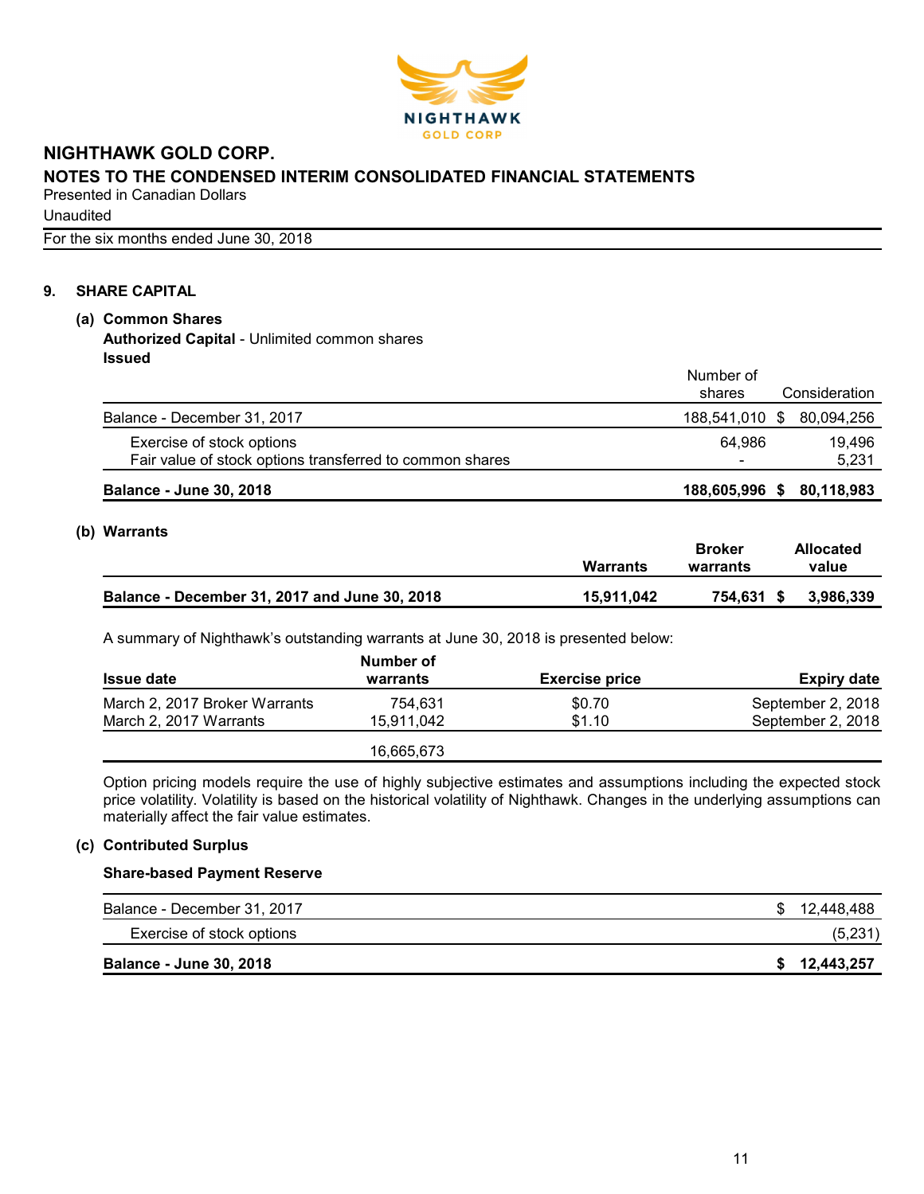# NIGHTHAWK GOLD CORP.

## NOTES TO THE CONDENSED INTERIM CONSOLIDATED FINANCIAL STATEMENTS

Presented in Canadian Dollars

Unaudited

For the six months ended June 30, 2018

### 9. SHARE CAPITAL

#### (a) Common Shares

**Authorized Capital** - Unlimited common shares

**Issued**

| | Number of shares | Consideration |
|---|---|---|
| Balance - December 31, 2017 | 188,541,010 | $ 80,094,256 |
| Exercise of stock options | 64,986 | 19,496 |
| Fair value of stock options transferred to common shares | - | 5,231 |
| **Balance - June 30, 2018** | **188,605,996** | **$ 80,118,983** |

#### (b) Warrants

| | Warrants | Broker warrants | Allocated value |
|---|---|---|---|
| **Balance - December 31, 2017 and June 30, 2018** | **15,911,042** | **754,631** | **$ 3,986,339** |

A summary of Nighthawk's outstanding warrants at June 30, 2018 is presented below:

| Issue date | Number of warrants | Exercise price | Expiry date |
|---|---|---|---|
| March 2, 2017 Broker Warrants | 754,631 | $0.70 | September 2, 2018 |
| March 2, 2017 Warrants | 15,911,042 | $1.10 | September 2, 2018 |
| | 16,665,673 | | |

Option pricing models require the use of highly subjective estimates and assumptions including the expected stock price volatility. Volatility is based on the historical volatility of Nighthawk. Changes in the underlying assumptions can materially affect the fair value estimates.

#### (c) Contributed Surplus

**Share-based Payment Reserve**

| | |
|---|---|
| Balance - December 31, 2017 | $ 12,448,488 |
| Exercise of stock options | (5,231) |
| **Balance - June 30, 2018** | **$ 12,443,257** |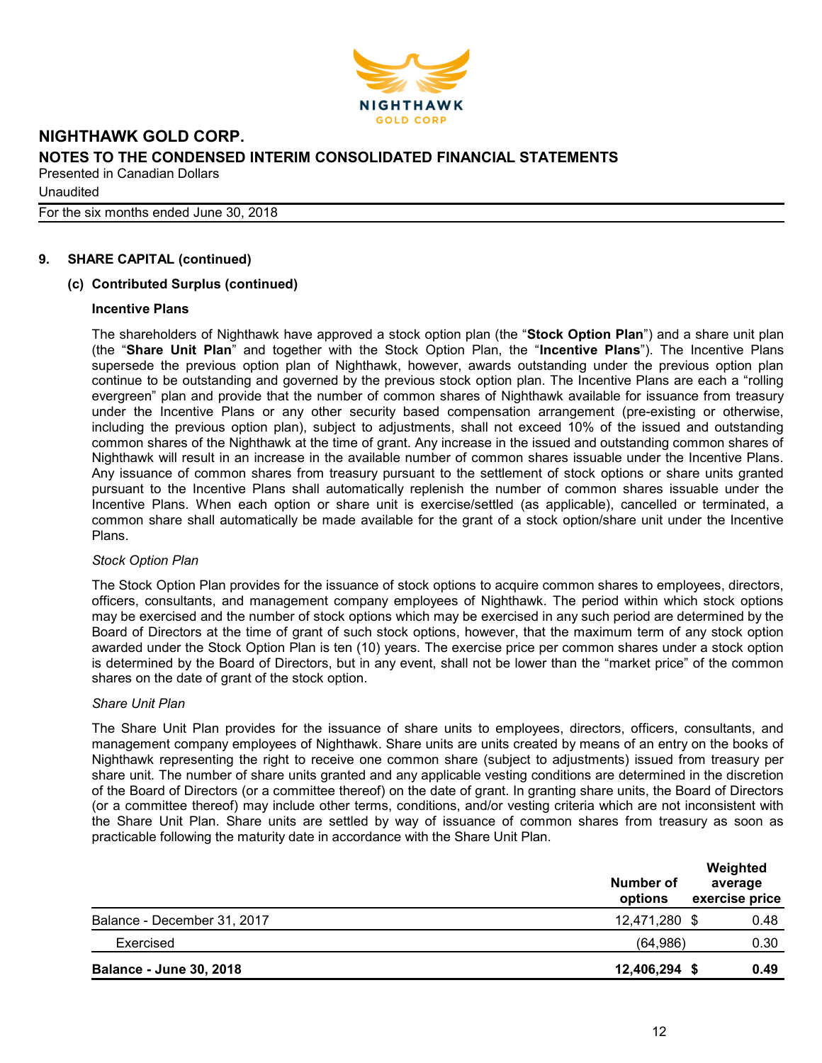## 9. SHARE CAPITAL (continued)

### (c) Contributed Surplus (continued)

**Incentive Plans**

The shareholders of Nighthawk have approved a stock option plan (the "**Stock Option Plan**") and a share unit plan (the "**Share Unit Plan**" and together with the Stock Option Plan, the "**Incentive Plans**"). The Incentive Plans supersede the previous option plan of Nighthawk, however, awards outstanding under the previous option plan continue to be outstanding and governed by the previous stock option plan. The Incentive Plans are each a "rolling evergreen" plan and provide that the number of common shares of Nighthawk available for issuance from treasury under the Incentive Plans or any other security based compensation arrangement (pre-existing or otherwise, including the previous option plan), subject to adjustments, shall not exceed 10% of the issued and outstanding common shares of the Nighthawk at the time of grant. Any increase in the issued and outstanding common shares of Nighthawk will result in an increase in the available number of common shares issuable under the Incentive Plans. Any issuance of common shares from treasury pursuant to the settlement of stock options or share units granted pursuant to the Incentive Plans shall automatically replenish the number of common shares issuable under the Incentive Plans. When each option or share unit is exercise/settled (as applicable), cancelled or terminated, a common share shall automatically be made available for the grant of a stock option/share unit under the Incentive Plans.

*Stock Option Plan*

The Stock Option Plan provides for the issuance of stock options to acquire common shares to employees, directors, officers, consultants, and management company employees of Nighthawk. The period within which stock options may be exercised and the number of stock options which may be exercised in any such period are determined by the Board of Directors at the time of grant of such stock options, however, that the maximum term of any stock option awarded under the Stock Option Plan is ten (10) years. The exercise price per common shares under a stock option is determined by the Board of Directors, but in any event, shall not be lower than the "market price" of the common shares on the date of grant of the stock option.

*Share Unit Plan*

The Share Unit Plan provides for the issuance of share units to employees, directors, officers, consultants, and management company employees of Nighthawk. Share units are units created by means of an entry on the books of Nighthawk representing the right to receive one common share (subject to adjustments) issued from treasury per share unit. The number of share units granted and any applicable vesting conditions are determined in the discretion of the Board of Directors (or a committee thereof) on the date of grant. In granting share units, the Board of Directors (or a committee thereof) may include other terms, conditions, and/or vesting criteria which are not inconsistent with the Share Unit Plan. Share units are settled by way of issuance of common shares from treasury as soon as practicable following the maturity date in accordance with the Share Unit Plan.

| | Number of options | Weighted average exercise price |
|---|---|---|
| Balance - December 31, 2017 | 12,471,280 | $ 0.48 |
| Exercised | (64,986) | 0.30 |
| **Balance - June 30, 2018** | **12,406,294** | **$ 0.49** |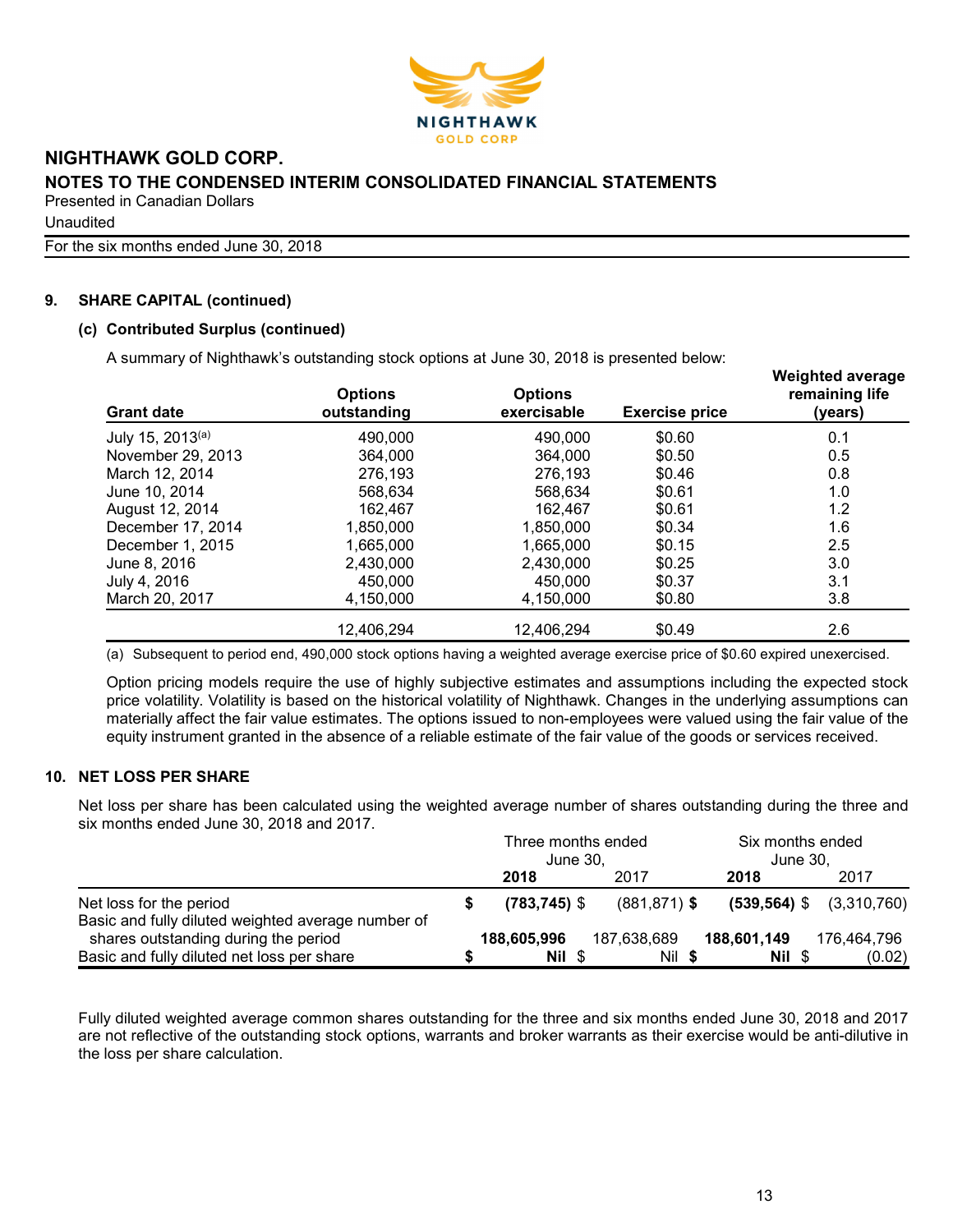# NIGHTHAWK GOLD CORP.

## NOTES TO THE CONDENSED INTERIM CONSOLIDATED FINANCIAL STATEMENTS

Presented in Canadian Dollars

Unaudited

For the six months ended June 30, 2018

### 9. SHARE CAPITAL (continued)

#### (c) Contributed Surplus (continued)

A summary of Nighthawk's outstanding stock options at June 30, 2018 is presented below:

| Grant date | Options outstanding | Options exercisable | Exercise price | Weighted average remaining life (years) |
|---|---|---|---|---|
| July 15, 2013[(a)] | 490,000 | 490,000 | $0.60 | 0.1 |
| November 29, 2013 | 364,000 | 364,000 | $0.50 | 0.5 |
| March 12, 2014 | 276,193 | 276,193 | $0.46 | 0.8 |
| June 10, 2014 | 568,634 | 568,634 | $0.61 | 1.0 |
| August 12, 2014 | 162,467 | 162,467 | $0.61 | 1.2 |
| December 17, 2014 | 1,850,000 | 1,850,000 | $0.34 | 1.6 |
| December 1, 2015 | 1,665,000 | 1,665,000 | $0.15 | 2.5 |
| June 8, 2016 | 2,430,000 | 2,430,000 | $0.25 | 3.0 |
| July 4, 2016 | 450,000 | 450,000 | $0.37 | 3.1 |
| March 20, 2017 | 4,150,000 | 4,150,000 | $0.80 | 3.8 |
| | 12,406,294 | 12,406,294 | $0.49 | 2.6 |

(a) Subsequent to period end, 490,000 stock options having a weighted average exercise price of $0.60 expired unexercised.

Option pricing models require the use of highly subjective estimates and assumptions including the expected stock price volatility. Volatility is based on the historical volatility of Nighthawk. Changes in the underlying assumptions can materially affect the fair value estimates. The options issued to non-employees were valued using the fair value of the equity instrument granted in the absence of a reliable estimate of the fair value of the goods or services received.

### 10. NET LOSS PER SHARE

Net loss per share has been calculated using the weighted average number of shares outstanding during the three and six months ended June 30, 2018 and 2017.

| | Three months ended June 30, | | Six months ended June 30, | |
|---|---|---|---|---|
| | **2018** | 2017 | **2018** | 2017 |
| Net loss for the period | **$ (783,745)** | $ (881,871) | **$ (539,564)** | $ (3,310,760) |
| Basic and fully diluted weighted average number of shares outstanding during the period | **188,605,996** | 187,638,689 | **188,601,149** | 176,464,796 |
| Basic and fully diluted net loss per share | **$ Nil** | $ Nil | **$ Nil** | $ (0.02) |

Fully diluted weighted average common shares outstanding for the three and six months ended June 30, 2018 and 2017 are not reflective of the outstanding stock options, warrants and broker warrants as their exercise would be anti-dilutive in the loss per share calculation.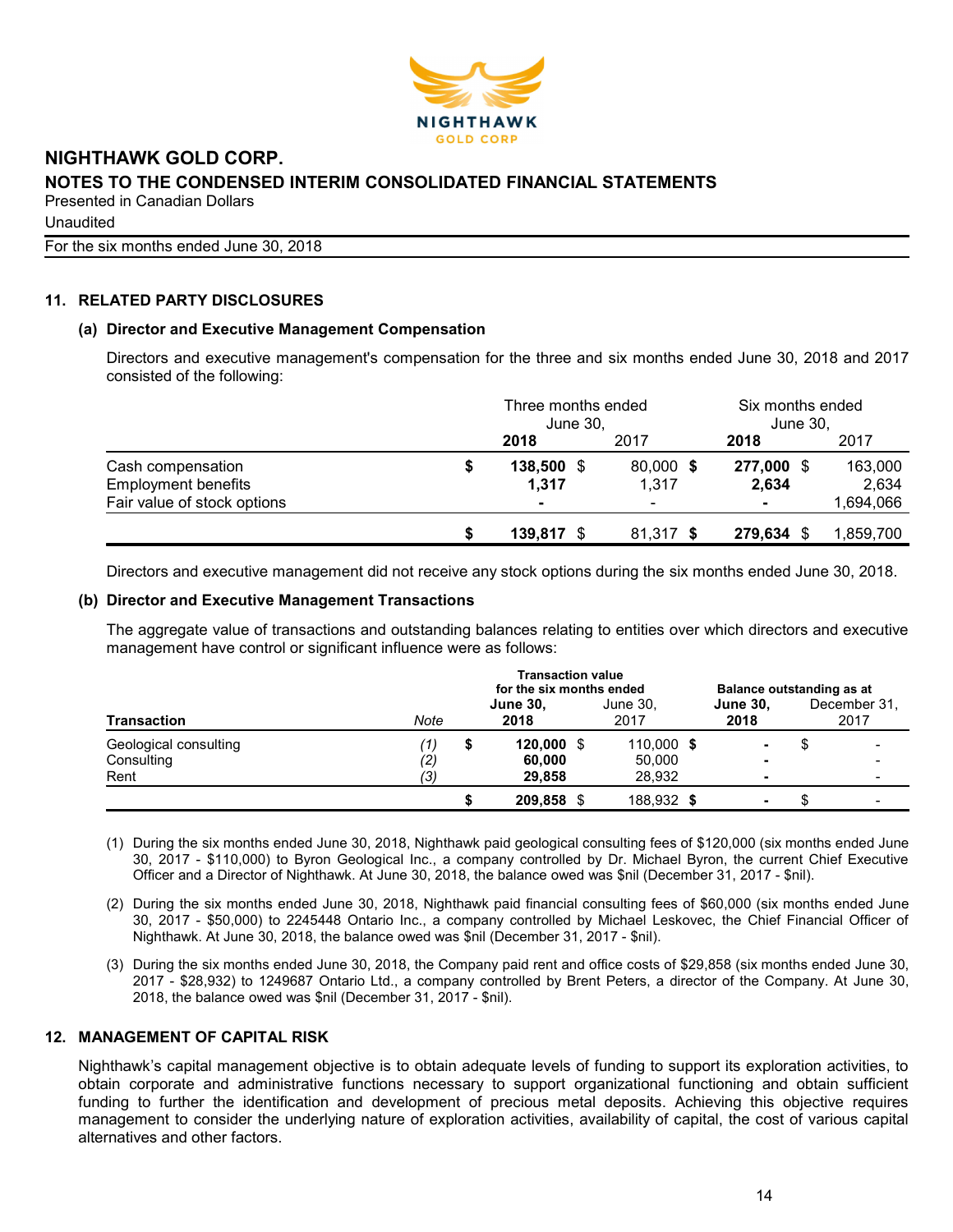# NIGHTHAWK GOLD CORP.

## NOTES TO THE CONDENSED INTERIM CONSOLIDATED FINANCIAL STATEMENTS

Presented in Canadian Dollars

Unaudited

For the six months ended June 30, 2018

## 11. RELATED PARTY DISCLOSURES

### (a) Director and Executive Management Compensation

Directors and executive management's compensation for the three and six months ended June 30, 2018 and 2017 consisted of the following:

| | Three months ended June 30, | | Six months ended June 30, | |
|---|---|---|---|---|
| | **2018** | 2017 | **2018** | 2017 |
| Cash compensation | **$ 138,500** | $ 80,000 | **$ 277,000** | $ 163,000 |
| Employment benefits | **1,317** | 1,317 | **2,634** | 2,634 |
| Fair value of stock options | **-** | - | **-** | 1,694,066 |
| | **$ 139,817** | $ 81,317 | **$ 279,634** | $ 1,859,700 |

Directors and executive management did not receive any stock options during the six months ended June 30, 2018.

### (b) Director and Executive Management Transactions

The aggregate value of transactions and outstanding balances relating to entities over which directors and executive management have control or significant influence were as follows:

| | | Transaction value for the six months ended | | Balance outstanding as at | |
|---|---|---|---|---|---|
| **Transaction** | *Note* | **June 30, 2018** | June 30, 2017 | **June 30, 2018** | December 31, 2017 |
| Geological consulting | *(1)* | **$ 120,000** | $ 110,000 | **$ -** | $ - |
| Consulting | *(2)* | **60,000** | 50,000 | **-** | - |
| Rent | *(3)* | **29,858** | 28,932 | **-** | - |
| | | **$ 209,858** | $ 188,932 | **$ -** | $ - |

(1) During the six months ended June 30, 2018, Nighthawk paid geological consulting fees of $120,000 (six months ended June 30, 2017 - $110,000) to Byron Geological Inc., a company controlled by Dr. Michael Byron, the current Chief Executive Officer and a Director of Nighthawk. At June 30, 2018, the balance owed was $nil (December 31, 2017 - $nil).

(2) During the six months ended June 30, 2018, Nighthawk paid financial consulting fees of $60,000 (six months ended June 30, 2017 - $50,000) to 2245448 Ontario Inc., a company controlled by Michael Leskovec, the Chief Financial Officer of Nighthawk. At June 30, 2018, the balance owed was $nil (December 31, 2017 - $nil).

(3) During the six months ended June 30, 2018, the Company paid rent and office costs of $29,858 (six months ended June 30, 2017 - $28,932) to 1249687 Ontario Ltd., a company controlled by Brent Peters, a director of the Company. At June 30, 2018, the balance owed was $nil (December 31, 2017 - $nil).

## 12. MANAGEMENT OF CAPITAL RISK

Nighthawk's capital management objective is to obtain adequate levels of funding to support its exploration activities, to obtain corporate and administrative functions necessary to support organizational functioning and obtain sufficient funding to further the identification and development of precious metal deposits. Achieving this objective requires management to consider the underlying nature of exploration activities, availability of capital, the cost of various capital alternatives and other factors.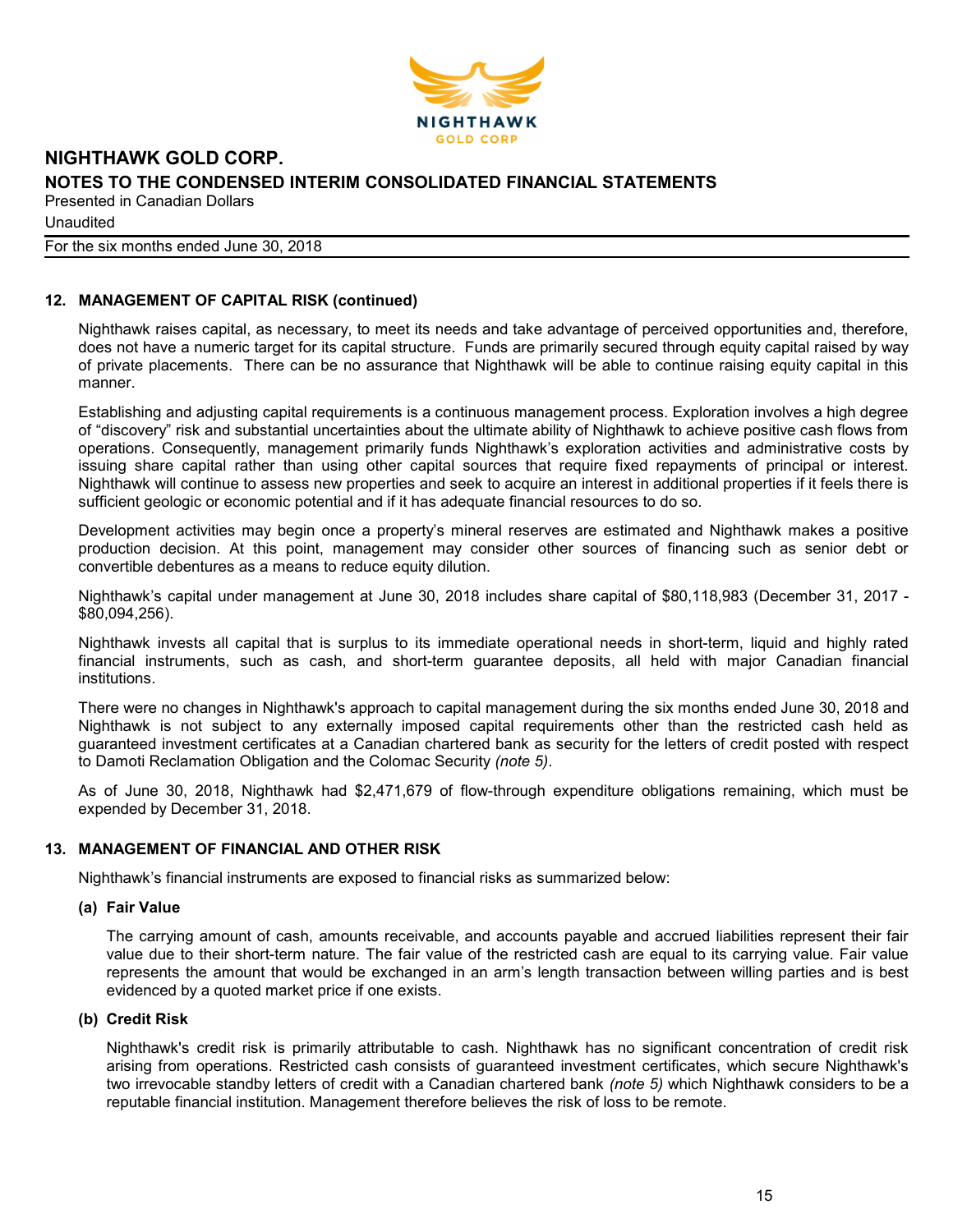## 12. MANAGEMENT OF CAPITAL RISK (continued)

Nighthawk raises capital, as necessary, to meet its needs and take advantage of perceived opportunities and, therefore, does not have a numeric target for its capital structure. Funds are primarily secured through equity capital raised by way of private placements. There can be no assurance that Nighthawk will be able to continue raising equity capital in this manner.

Establishing and adjusting capital requirements is a continuous management process. Exploration involves a high degree of "discovery" risk and substantial uncertainties about the ultimate ability of Nighthawk to achieve positive cash flows from operations. Consequently, management primarily funds Nighthawk's exploration activities and administrative costs by issuing share capital rather than using other capital sources that require fixed repayments of principal or interest. Nighthawk will continue to assess new properties and seek to acquire an interest in additional properties if it feels there is sufficient geologic or economic potential and if it has adequate financial resources to do so.

Development activities may begin once a property's mineral reserves are estimated and Nighthawk makes a positive production decision. At this point, management may consider other sources of financing such as senior debt or convertible debentures as a means to reduce equity dilution.

Nighthawk's capital under management at June 30, 2018 includes share capital of $80,118,983 (December 31, 2017 - $80,094,256).

Nighthawk invests all capital that is surplus to its immediate operational needs in short-term, liquid and highly rated financial instruments, such as cash, and short-term guarantee deposits, all held with major Canadian financial institutions.

There were no changes in Nighthawk's approach to capital management during the six months ended June 30, 2018 and Nighthawk is not subject to any externally imposed capital requirements other than the restricted cash held as guaranteed investment certificates at a Canadian chartered bank as security for the letters of credit posted with respect to Damoti Reclamation Obligation and the Colomac Security *(note 5)*.

As of June 30, 2018, Nighthawk had $2,471,679 of flow-through expenditure obligations remaining, which must be expended by December 31, 2018.

## 13. MANAGEMENT OF FINANCIAL AND OTHER RISK

Nighthawk's financial instruments are exposed to financial risks as summarized below:

### (a) Fair Value

The carrying amount of cash, amounts receivable, and accounts payable and accrued liabilities represent their fair value due to their short-term nature. The fair value of the restricted cash are equal to its carrying value. Fair value represents the amount that would be exchanged in an arm's length transaction between willing parties and is best evidenced by a quoted market price if one exists.

### (b) Credit Risk

Nighthawk's credit risk is primarily attributable to cash. Nighthawk has no significant concentration of credit risk arising from operations. Restricted cash consists of guaranteed investment certificates, which secure Nighthawk's two irrevocable standby letters of credit with a Canadian chartered bank *(note 5)* which Nighthawk considers to be a reputable financial institution. Management therefore believes the risk of loss to be remote.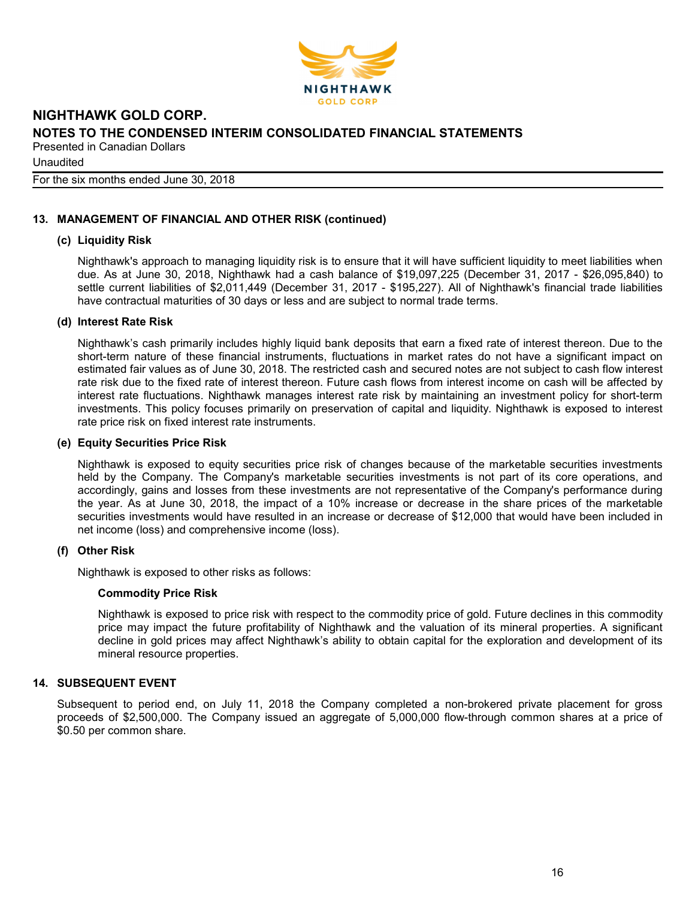# NIGHTHAWK GOLD CORP.

## NOTES TO THE CONDENSED INTERIM CONSOLIDATED FINANCIAL STATEMENTS

Presented in Canadian Dollars

Unaudited

For the six months ended June 30, 2018

### 13. MANAGEMENT OF FINANCIAL AND OTHER RISK (continued)

#### (c) Liquidity Risk

Nighthawk's approach to managing liquidity risk is to ensure that it will have sufficient liquidity to meet liabilities when due. As at June 30, 2018, Nighthawk had a cash balance of $19,097,225 (December 31, 2017 - $26,095,840) to settle current liabilities of $2,011,449 (December 31, 2017 - $195,227). All of Nighthawk's financial trade liabilities have contractual maturities of 30 days or less and are subject to normal trade terms.

#### (d) Interest Rate Risk

Nighthawk's cash primarily includes highly liquid bank deposits that earn a fixed rate of interest thereon. Due to the short-term nature of these financial instruments, fluctuations in market rates do not have a significant impact on estimated fair values as of June 30, 2018. The restricted cash and secured notes are not subject to cash flow interest rate risk due to the fixed rate of interest thereon. Future cash flows from interest income on cash will be affected by interest rate fluctuations. Nighthawk manages interest rate risk by maintaining an investment policy for short-term investments. This policy focuses primarily on preservation of capital and liquidity. Nighthawk is exposed to interest rate price risk on fixed interest rate instruments.

#### (e) Equity Securities Price Risk

Nighthawk is exposed to equity securities price risk of changes because of the marketable securities investments held by the Company. The Company's marketable securities investments is not part of its core operations, and accordingly, gains and losses from these investments are not representative of the Company's performance during the year. As at June 30, 2018, the impact of a 10% increase or decrease in the share prices of the marketable securities investments would have resulted in an increase or decrease of $12,000 that would have been included in net income (loss) and comprehensive income (loss).

#### (f) Other Risk

Nighthawk is exposed to other risks as follows:

**Commodity Price Risk**

Nighthawk is exposed to price risk with respect to the commodity price of gold. Future declines in this commodity price may impact the future profitability of Nighthawk and the valuation of its mineral properties. A significant decline in gold prices may affect Nighthawk's ability to obtain capital for the exploration and development of its mineral resource properties.

### 14. SUBSEQUENT EVENT

Subsequent to period end, on July 11, 2018 the Company completed a non-brokered private placement for gross proceeds of $2,500,000. The Company issued an aggregate of 5,000,000 flow-through common shares at a price of $0.50 per common share.